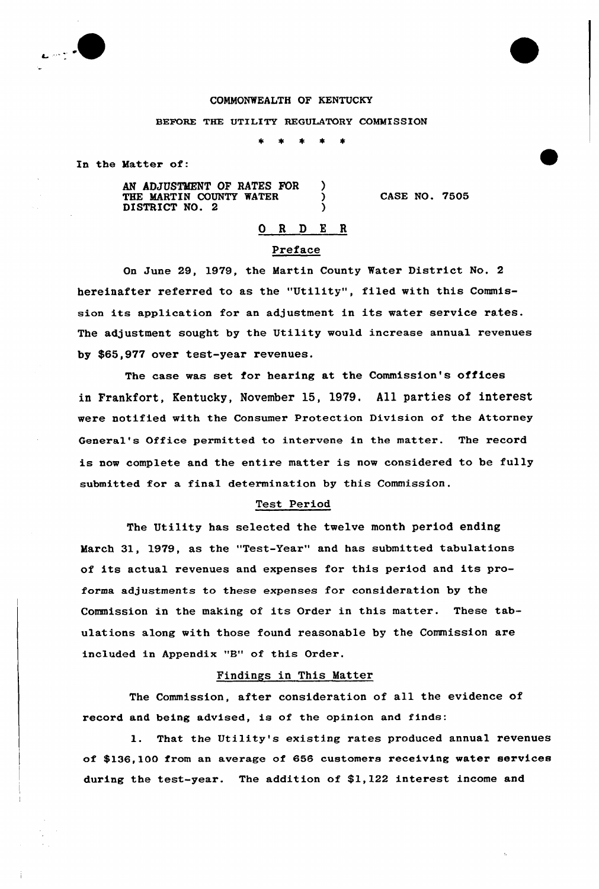COMMONWEALTH OF KENTUCKY

BEFORE THE UTILITY REGULATORY COMMISSION

\* \* \* \* \*

In the Matter of:

AN ADJUSTMENT OF RATES FOR THE MARTIN COUNTY WATER DISTRICT NO. 2 ) CASE NO. 7505

## O R D E R

### Preface

On June 29, 1979, the Martin County Water District No. 2 hereinafter referred to as the "Utility", filed with this Commission its application for an adjustment in its water service rates. The adjustment sought by the Utility would increase annual revenues by $65,977 over test-year revenues.

The case was set for hearing at the Commission's offices in Frankfort, Kentucky, November 15, 1979. All parties of interest were notified with the Consumer Protection Division of the Attorney General's Office permitted to intervene in the matter. The record is now complete and the entire matter is now considered to be fully submitted for a final determination by this Commission.

### Test Period

The Utility has selected the twelve month period ending March 31, 1979, as the "Test-Year" and has submitted tabulations of its actual revenues and expenses for this period and its pro-forma adjustments to these expenses for consideration by the Commission in the making of its Order in this matter. These tabulations along with those found reasonable by the Commission are included in Appendix "B" of this Order.

### Findings in This Matter

The Commission, after consideration of all the evidence of record and being advised, is of the opinion and finds:

1. That the Utility's existing rates produced annual revenues of $136,100 from an average of 656 customers receiving water services during the test-year. The addition of $1,122 interest income and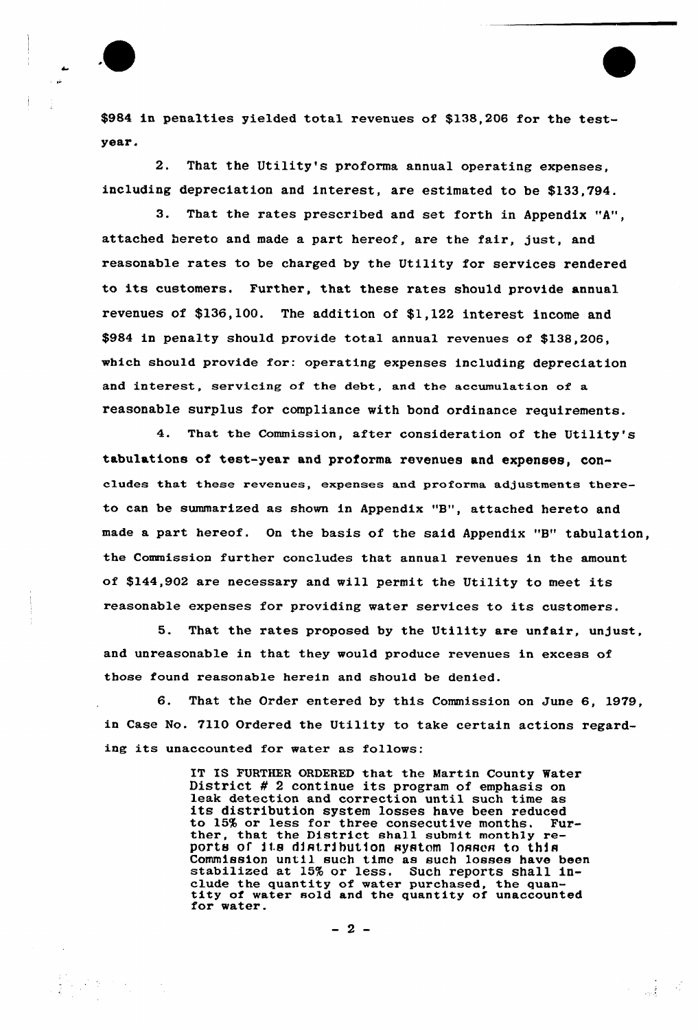$984 in penalties yielded total revenues of $138,206 for the test-year.

2. That the Utility's proforma annual operating expenses, including depreciation and interest, are estimated to be $133,794.

3. That the rates prescribed and set forth in Appendix "A", attached hereto and made a part hereof, are the fair, just, and reasonable rates to be charged by the Utility for services rendered to its customers. Further, that these rates should provide annual revenues of $136,100. The addition of $1,122 interest income and $984 in penalty should provide total annual revenues of $138,206, which should provide for: operating expenses including depreciation and interest, servicing of the debt, and the accumulation of a reasonable surplus for compliance with bond ordinance requirements.

4. That the Commission, after consideration of the Utility's tabulations of test-year and proforma revenues and expenses, concludes that these revenues, expenses and proforma adjustments thereto can be summarized as shown in Appendix "B", attached hereto and made a part hereof. On the basis of the said Appendix "B" tabulation, the Commission further concludes that annual revenues in the amount of $144,902 are necessary and will permit the Utility to meet its reasonable expenses for providing water services to its customers.

5. That the rates proposed by the Utility are unfair, unjust, and unreasonable in that they would produce revenues in excess of those found reasonable herein and should be denied.

6. That the Order entered by this Commission on June 6, 1979, in Case No. 7110 Ordered the Utility to take certain actions regarding its unaccounted for water as follows:

> IT IS FURTHER ORDERED that the Martin County Water District # 2 continue its program of emphasis on leak detection and correction until such time as its distribution system losses have been reduced to 15% or less for three consecutive months. Further, that the District shall submit monthly reports of its distribution system losses to this Commission until such time as such losses have been stabilized at 15% or less. Such reports shall include the quantity of water purchased, the quantity of water sold and the quantity of unaccounted for water.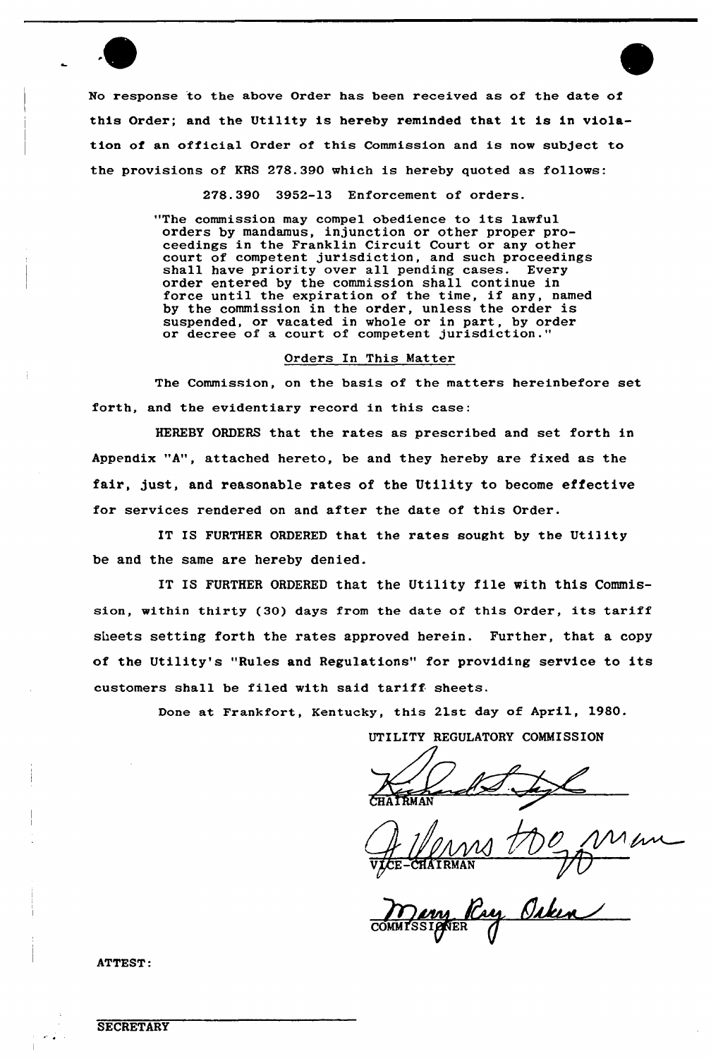No response to the above Order has been received as of the date of this Order; and the Utility is hereby reminded that it is in violation of an official Order of this Commission and is now subject to the provisions of KRS 278.390 which is hereby quoted as follows:

278.390 3952-13 Enforcement of orders.

> "The commission may compel obedience to its lawful orders by mandamus, injunction or other proper proceedings in the Franklin Circuit Court or any other court of competent jurisdiction, and such proceedings shall have priority over all pending cases. Every order entered by the commission shall continue in force until the expiration of the time, if any, named by the commission in the order, unless the order is suspended, or vacated in whole or in part, by order or decree of a court of competent jurisdiction."

Orders In This Matter

The Commission, on the basis of the matters hereinbefore set forth, and the evidentiary record in this case:

HEREBY ORDERS that the rates as prescribed and set forth in Appendix "A", attached hereto, be and they hereby are fixed as the fair, just, and reasonable rates of the Utility to become effective for services rendered on and after the date of this Order.

IT IS FURTHER ORDERED that the rates sought by the Utility be and the same are hereby denied.

IT IS FURTHER ORDERED that the Utility file with this Commission, within thirty (30) days from the date of this Order, its tariff sheets setting forth the rates approved herein. Further, that a copy of the Utility's "Rules and Regulations" for providing service to its customers shall be filed with said tariff sheets.

Done at Frankfort, Kentucky, this 21st day of April, 1980.

UTILITY REGULATORY COMMISSION

CHAIRMAN

VICE-CHAIRMAN

COMMISSIONER

ATTEST:

SECRETARY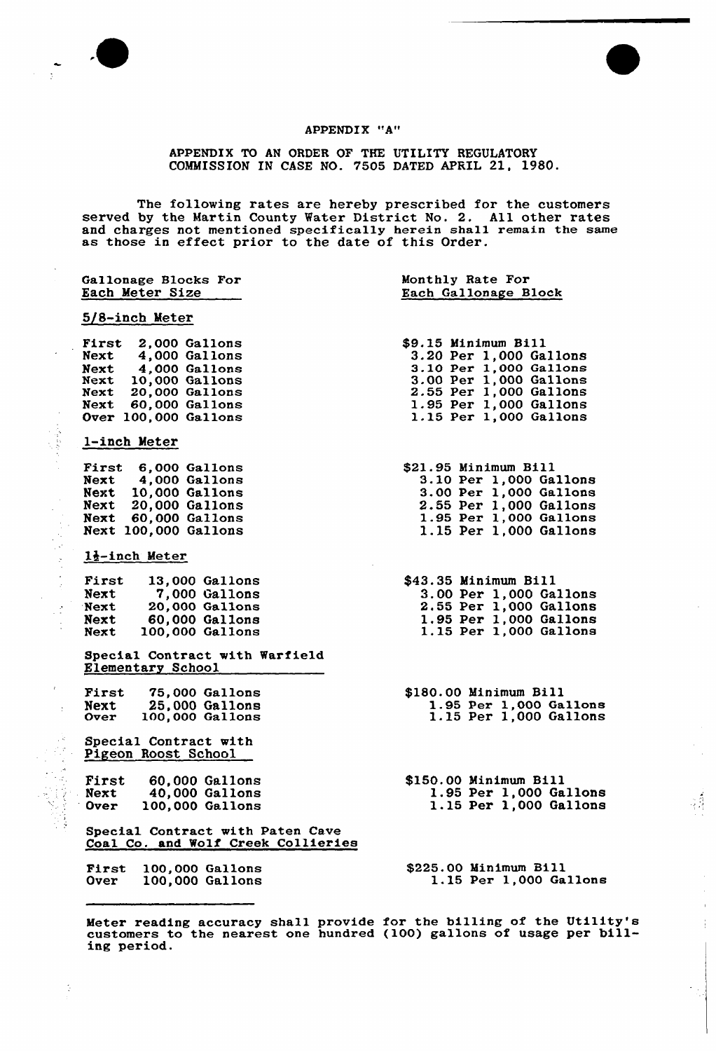APPENDIX "A"

APPENDIX TO AN ORDER OF THE UTILITY REGULATORY COMMISSION IN CASE NO. 7505 DATED APRIL 21, 1980.

The following rates are hereby prescribed for the customers served by the Martin County Water District No. 2. All other rates and charges not mentioned specifically herein shall remain the same as those in effect prior to the date of this Order.

| Gallonage Blocks For Each Meter Size | Monthly Rate For Each Gallonage Block |
|---|---|
| **5/8-inch Meter** | |
| First 2,000 Gallons | $9.15 Minimum Bill |
| Next 4,000 Gallons | 3.20 Per 1,000 Gallons |
| Next 4,000 Gallons | 3.10 Per 1,000 Gallons |
| Next 10,000 Gallons | 3.00 Per 1,000 Gallons |
| Next 20,000 Gallons | 2.55 Per 1,000 Gallons |
| Next 60,000 Gallons | 1.95 Per 1,000 Gallons |
| Over 100,000 Gallons | 1.15 Per 1,000 Gallons |
| **1-inch Meter** | |
| First 6,000 Gallons | $21.95 Minimum Bill |
| Next 4,000 Gallons | 3.10 Per 1,000 Gallons |
| Next 10,000 Gallons | 3.00 Per 1,000 Gallons |
| Next 20,000 Gallons | 2.55 Per 1,000 Gallons |
| Next 60,000 Gallons | 1.95 Per 1,000 Gallons |
| Next 100,000 Gallons | 1.15 Per 1,000 Gallons |
| **1½-inch Meter** | |
| First 13,000 Gallons | $43.35 Minimum Bill |
| Next 7,000 Gallons | 3.00 Per 1,000 Gallons |
| Next 20,000 Gallons | 2.55 Per 1,000 Gallons |
| Next 60,000 Gallons | 1.95 Per 1,000 Gallons |
| Next 100,000 Gallons | 1.15 Per 1,000 Gallons |
| **Special Contract with Warfield Elementary School** | |
| First 75,000 Gallons | $180.00 Minimum Bill |
| Next 25,000 Gallons | 1.95 Per 1,000 Gallons |
| Over 100,000 Gallons | 1.15 Per 1,000 Gallons |
| **Special Contract with Pigeon Roost School** | |
| First 60,000 Gallons | $150.00 Minimum Bill |
| Next 40,000 Gallons | 1.95 Per 1,000 Gallons |
| Over 100,000 Gallons | 1.15 Per 1,000 Gallons |
| **Special Contract with Paten Cave Coal Co. and Wolf Creek Collieries** | |
| First 100,000 Gallons | $225.00 Minimum Bill |
| Over 100,000 Gallons | 1.15 Per 1,000 Gallons |

---

Meter reading accuracy shall provide for the billing of the Utility's customers to the nearest one hundred (100) gallons of usage per billing period.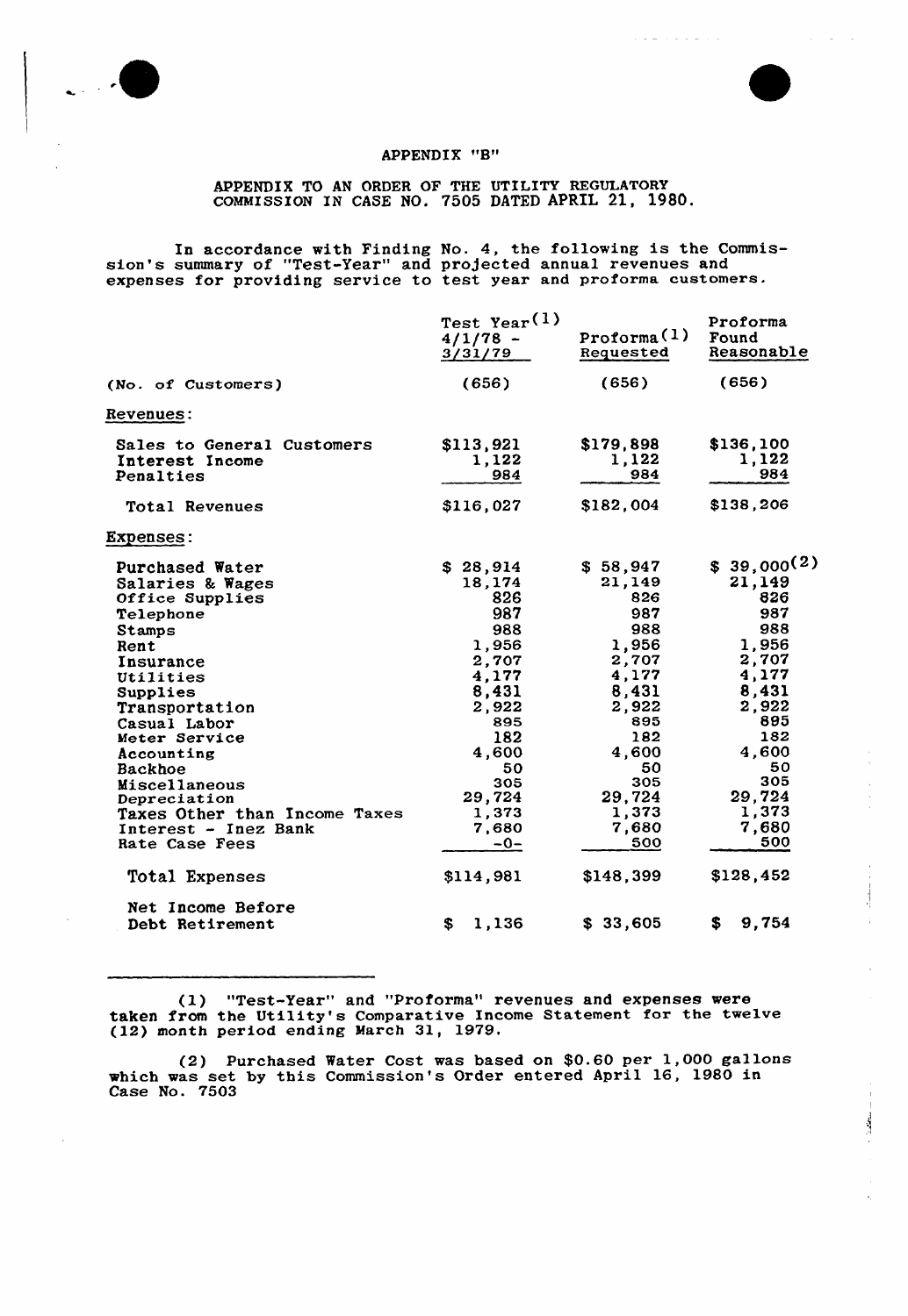APPENDIX "B"

APPENDIX TO AN ORDER OF THE UTILITY REGULATORY COMMISSION IN CASE NO. 7505 DATED APRIL 21, 1980.

In accordance with Finding No. 4, the following is the Commission's summary of "Test-Year" and projected annual revenues and expenses for providing service to test year and proforma customers.

| | Test Year(1) 4/1/78 - 3/31/79 | Proforma(1) Requested | Proforma Found Reasonable |
|---|---|---|---|
| (No. of Customers) | (656) | (656) | (656) |
| Revenues: | | | |
| Sales to General Customers | $113,921 | $179,898 | $136,100 |
| Interest Income | 1,122 | 1,122 | 1,122 |
| Penalties | 984 | 984 | 984 |
| Total Revenues | $116,027 | $182,004 | $138,206 |
| Expenses: | | | |
| Purchased Water | $ 28,914 | $ 58,947 | $ 39,000(2) |
| Salaries & Wages | 18,174 | 21,149 | 21,149 |
| Office Supplies | 826 | 826 | 826 |
| Telephone | 987 | 987 | 987 |
| Stamps | 988 | 988 | 988 |
| Rent | 1,956 | 1,956 | 1,956 |
| Insurance | 2,707 | 2,707 | 2,707 |
| Utilities | 4,177 | 4,177 | 4,177 |
| Supplies | 8,431 | 8,431 | 8,431 |
| Transportation | 2,922 | 2,922 | 2,922 |
| Casual Labor | 895 | 895 | 895 |
| Meter Service | 182 | 182 | 182 |
| Accounting | 4,600 | 4,600 | 4,600 |
| Backhoe | 50 | 50 | 50 |
| Miscellaneous | 305 | 305 | 305 |
| Depreciation | 29,724 | 29,724 | 29,724 |
| Taxes Other than Income Taxes | 1,373 | 1,373 | 1,373 |
| Interest - Inez Bank | 7,680 | 7,680 | 7,680 |
| Rate Case Fees | -0- | 500 | 500 |
| Total Expenses | $114,981 | $148,399 | $128,452 |
| Net Income Before Debt Retirement | $ 1,136 | $ 33,605 | $ 9,754 |

(1) "Test-Year" and "Proforma" revenues and expenses were taken from the Utility's Comparative Income Statement for the twelve (12) month period ending March 31, 1979.

(2) Purchased Water Cost was based on $0.60 per 1,000 gallons which was set by this Commission's Order entered April 16, 1980 in Case No. 7503